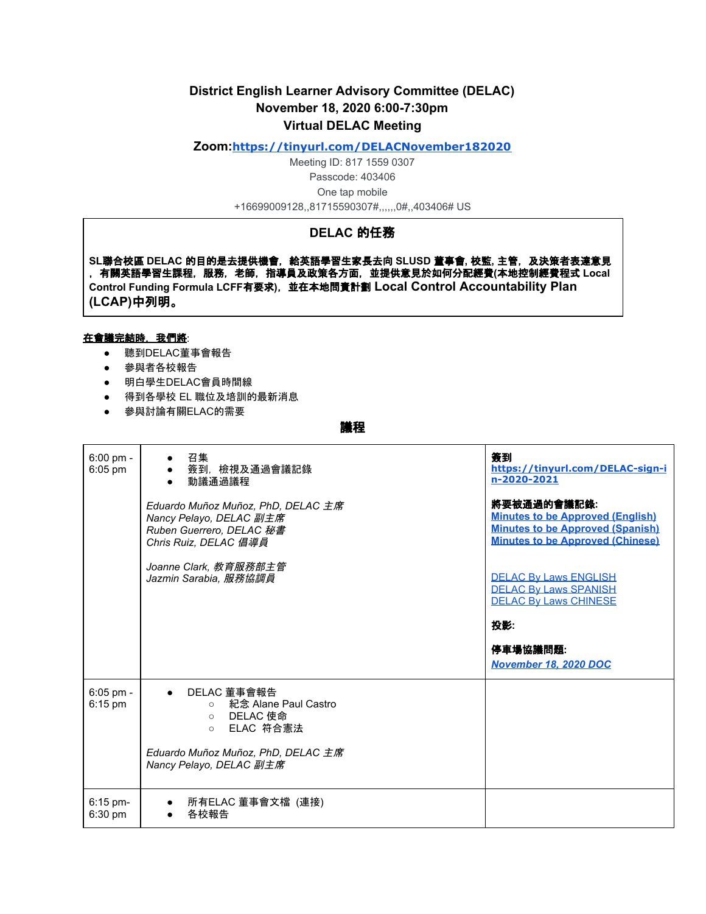# District English Learner Advisory Committee (DELAC)
## November 18, 2020 6:00-7:30pm
## Virtual DELAC Meeting

**Zoom:[https://tinyurl.com/DELACNovember182020](https://tinyurl.com/DELACNovember182020)**

Meeting ID: 817 1559 0307

Passcode: 403406

One tap mobile

+16699009128,,81715590307#,,,,,,0#,,403406# US

| DELAC 的任務 |
|---|
| **SL聯合校區 DELAC 的目的是去提供機會，給英語學習生家長去向 SLUSD 董事會, 校監, 主管，及決策者表達意見，有關英語學習生課程，服務，老師，指導員及政策各方面，並提供意見於如何分配經費(本地控制經費程式 Local Control Funding Formula LCFF有要求)，並在本地問責計劃 Local Control Accountability Plan (LCAP)中列明。** |

**<u>在會議完結時，我們將</u>**:

- 聽到DELAC董事會報告
- 參與者各校報告
- 明白學生DELAC會員時間線
- 得到各學校 EL 職位及培訓的最新消息
- 參與討論有關ELAC的需要

## 議程

| | | |
|---|---|---|
| 6:00 pm - 6:05 pm | • 召集<br>• 簽到，檢視及通過會議記錄<br>• 動議通過議程<br><br>*Eduardo Muñoz Muñoz, PhD, DELAC 主席*<br>*Nancy Pelayo, DELAC 副主席*<br>*Ruben Guerrero, DELAC 秘書*<br>*Chris Ruiz, DELAC 倡導員*<br><br>*Joanne Clark, 教育服務部主管*<br>*Jazmin Sarabia, 服務協調員* | **簽到**<br>**[https://tinyurl.com/DELAC-sign-in-2020-2021](https://tinyurl.com/DELAC-sign-in-2020-2021)**<br><br>**將要被通過的會議記錄:**<br>**Minutes to be Approved (English)**<br>**Minutes to be Approved (Spanish)**<br>**Minutes to be Approved (Chinese)**<br><br>DELAC By Laws ENGLISH<br>DELAC By Laws SPANISH<br>DELAC By Laws CHINESE<br><br>**投影:**<br><br>**停車場協議問題:**<br>***November 18, 2020 DOC*** |
| 6:05 pm - 6:15 pm | • DELAC 董事會報告<br>  ○ 紀念 Alane Paul Castro<br>  ○ DELAC 使命<br>  ○ ELAC 符合憲法<br><br>*Eduardo Muñoz Muñoz, PhD, DELAC 主席*<br>*Nancy Pelayo, DELAC 副主席* | |
| 6:15 pm- 6:30 pm | • 所有ELAC 董事會文檔 (連接)<br>• 各校報告 | |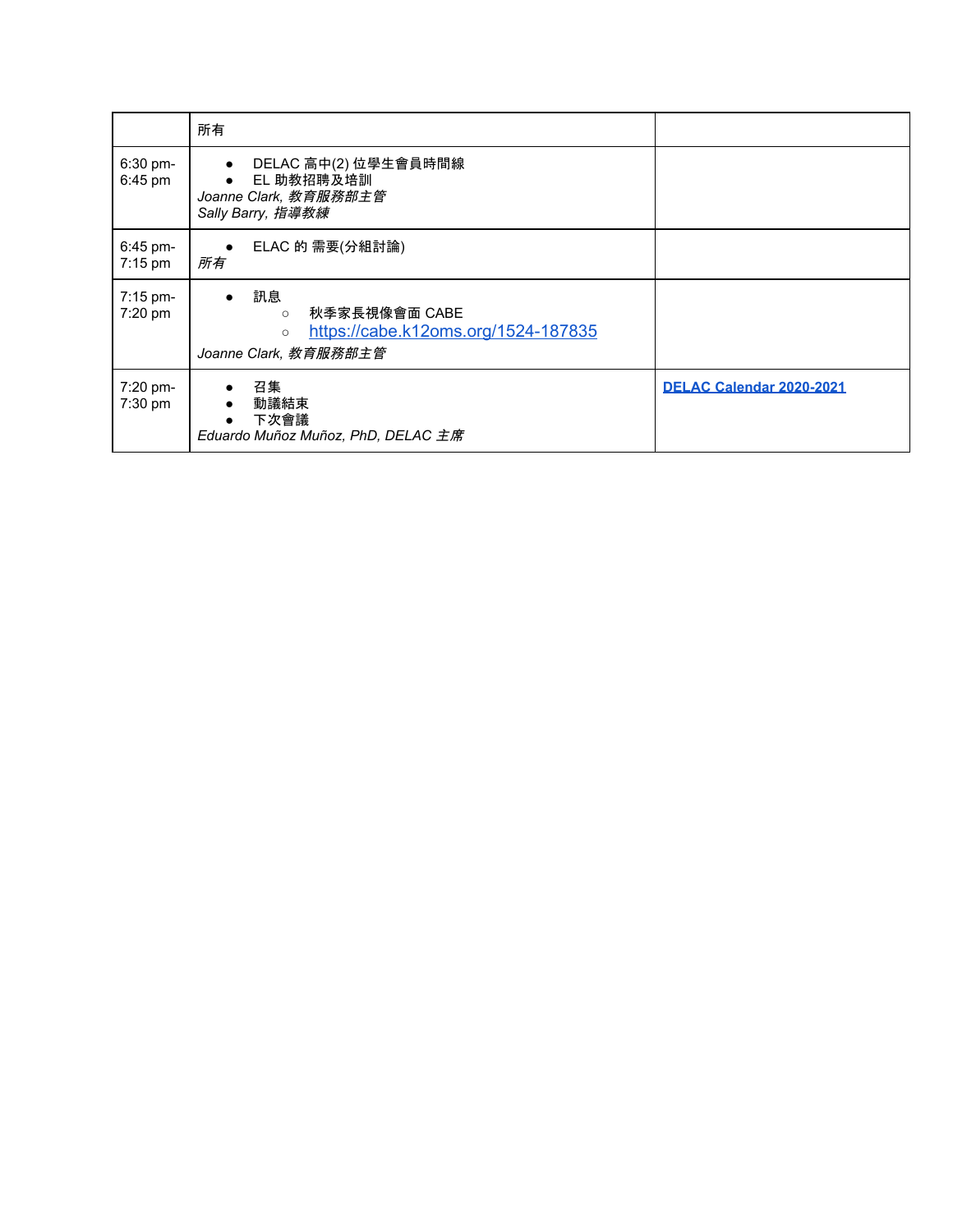| | | |
|---|---|---|
| | 所有 | |
| 6:30 pm- 6:45 pm | • DELAC 高中(2) 位學生會員時間線<br>• EL 助教招聘及培訓<br>*Joanne Clark, 教育服務部主管*<br>*Sally Barry, 指導教練* | |
| 6:45 pm- 7:15 pm | • ELAC 的 需要(分組討論)<br>*所有* | |
| 7:15 pm- 7:20 pm | • 訊息<br>○ 秋季家長視像會面 CABE<br>○ https://cabe.k12oms.org/1524-187835<br>*Joanne Clark, 教育服務部主管* | |
| 7:20 pm- 7:30 pm | • 召集<br>• 動議結束<br>• 下次會議<br>*Eduardo Muñoz Muñoz, PhD, DELAC 主席* | **DELAC Calendar 2020-2021** |